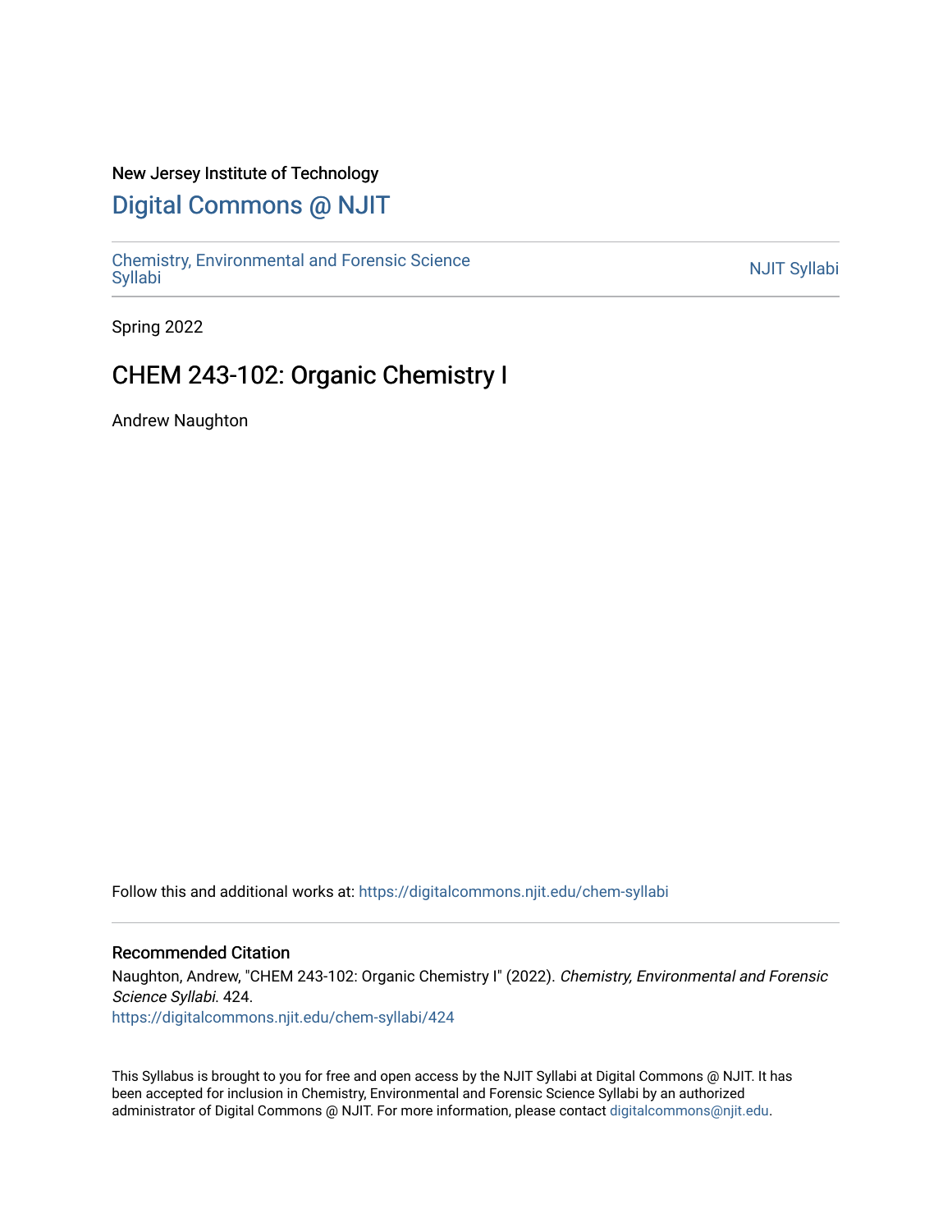New Jersey Institute of Technology

# Digital Commons @ NJIT

Chemistry, Environmental and Forensic Science Syllabi

NJIT Syllabi

Spring 2022

## CHEM 243-102: Organic Chemistry I

Andrew Naughton

Follow this and additional works at: https://digitalcommons.njit.edu/chem-syllabi

### Recommended Citation

Naughton, Andrew, "CHEM 243-102: Organic Chemistry I" (2022). *Chemistry, Environmental and Forensic Science Syllabi*. 424.
https://digitalcommons.njit.edu/chem-syllabi/424

This Syllabus is brought to you for free and open access by the NJIT Syllabi at Digital Commons @ NJIT. It has been accepted for inclusion in Chemistry, Environmental and Forensic Science Syllabi by an authorized administrator of Digital Commons @ NJIT. For more information, please contact digitalcommons@njit.edu.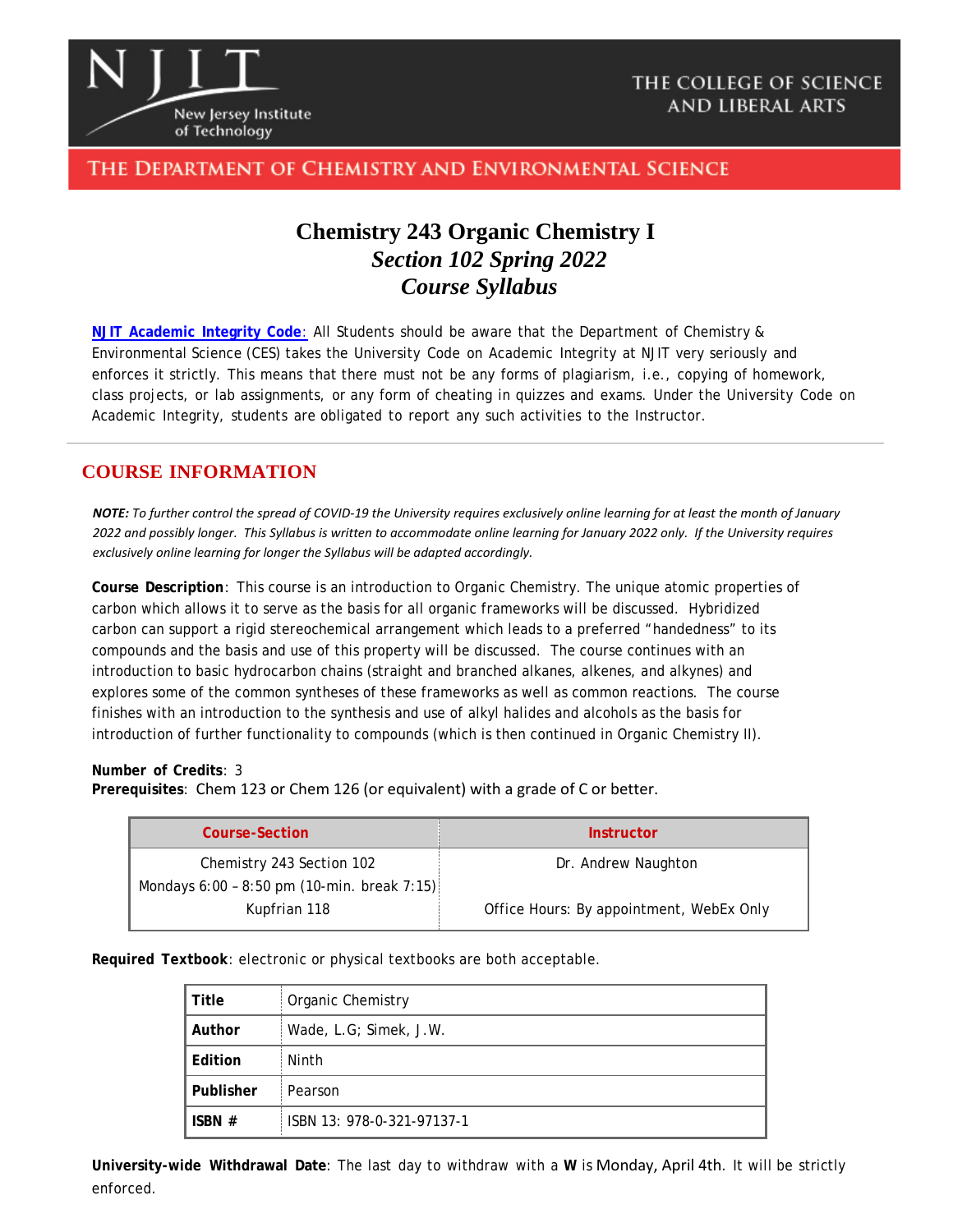# Chemistry 243 Organic Chemistry I

## *Section 102 Spring 2022*

## *Course Syllabus*

**NJIT Academic Integrity Code**: All Students should be aware that the Department of Chemistry & Environmental Science (CES) takes the University Code on Academic Integrity at NJIT very seriously and enforces it strictly. This means that there must not be any forms of plagiarism, i.e., copying of homework, class projects, or lab assignments, or any form of cheating in quizzes and exams. Under the University Code on Academic Integrity, students are obligated to report any such activities to the Instructor.

## COURSE INFORMATION

***NOTE:** To further control the spread of COVID-19 the University requires exclusively online learning for at least the month of January 2022 and possibly longer. This Syllabus is written to accommodate online learning for January 2022 only. If the University requires exclusively online learning for longer the Syllabus will be adapted accordingly.*

**Course Description**: This course is an introduction to Organic Chemistry. The unique atomic properties of carbon which allows it to serve as the basis for all organic frameworks will be discussed. Hybridized carbon can support a rigid stereochemical arrangement which leads to a preferred "handedness" to its compounds and the basis and use of this property will be discussed. The course continues with an introduction to basic hydrocarbon chains (straight and branched alkanes, alkenes, and alkynes) and explores some of the common syntheses of these frameworks as well as common reactions. The course finishes with an introduction to the synthesis and use of alkyl halides and alcohols as the basis for introduction of further functionality to compounds (which is then continued in Organic Chemistry II).

**Number of Credits**: 3
**Prerequisites**: Chem 123 or Chem 126 (or equivalent) with a grade of C or better.

| Course-Section | Instructor |
|---|---|
| Chemistry 243 Section 102<br>Mondays 6:00 – 8:50 pm (10-min. break 7:15)<br>Kupfrian 118 | Dr. Andrew Naughton<br><br>Office Hours: By appointment, WebEx Only |

**Required Textbook**: electronic or physical textbooks are both acceptable.

| | |
|---|---|
| **Title** | Organic Chemistry |
| **Author** | Wade, L.G; Simek, J.W. |
| **Edition** | Ninth |
| **Publisher** | Pearson |
| **ISBN #** | ISBN 13: 978-0-321-97137-1 |

**University-wide Withdrawal Date**: The last day to withdraw with a **W** is Monday, April 4th. It will be strictly enforced.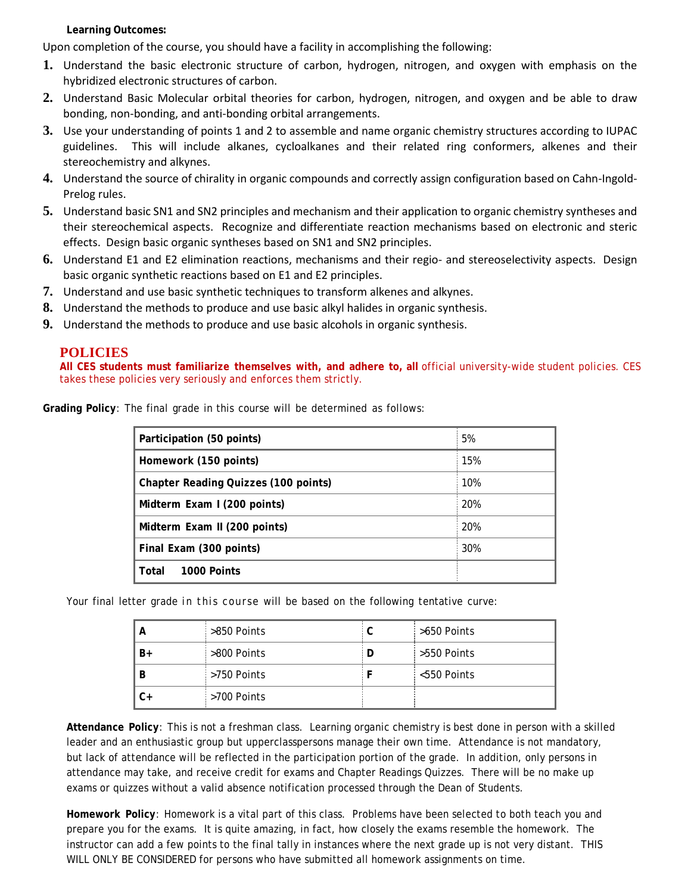**Learning Outcomes:**

Upon completion of the course, you should have a facility in accomplishing the following:

1. Understand the basic electronic structure of carbon, hydrogen, nitrogen, and oxygen with emphasis on the hybridized electronic structures of carbon.
2. Understand Basic Molecular orbital theories for carbon, hydrogen, nitrogen, and oxygen and be able to draw bonding, non-bonding, and anti-bonding orbital arrangements.
3. Use your understanding of points 1 and 2 to assemble and name organic chemistry structures according to IUPAC guidelines. This will include alkanes, cycloalkanes and their related ring conformers, alkenes and their stereochemistry and alkynes.
4. Understand the source of chirality in organic compounds and correctly assign configuration based on Cahn-Ingold-Prelog rules.
5. Understand basic SN1 and SN2 principles and mechanism and their application to organic chemistry syntheses and their stereochemical aspects. Recognize and differentiate reaction mechanisms based on electronic and steric effects. Design basic organic syntheses based on SN1 and SN2 principles.
6. Understand E1 and E2 elimination reactions, mechanisms and their regio- and stereoselectivity aspects. Design basic organic synthetic reactions based on E1 and E2 principles.
7. Understand and use basic synthetic techniques to transform alkenes and alkynes.
8. Understand the methods to produce and use basic alkyl halides in organic synthesis.
9. Understand the methods to produce and use basic alcohols in organic synthesis.

## POLICIES

**All CES students must familiarize themselves with, and adhere to, all** official university-wide student policies. CES takes these policies very seriously and enforces them strictly.

**Grading Policy**: The final grade in this course will be determined as follows:

| Item | Weight |
|---|---|
| **Participation (50 points)** | 5% |
| **Homework (150 points)** | 15% |
| **Chapter Reading Quizzes (100 points)** | 10% |
| **Midterm Exam I (200 points)** | 20% |
| **Midterm Exam II (200 points)** | 20% |
| **Final Exam (300 points)** | 30% |
| **Total 1000 Points** | |

Your final letter grade in this course will be based on the following tentative curve:

| Grade | Points | Grade | Points |
|---|---|---|---|
| **A** | >850 Points | **C** | >650 Points |
| **B+** | >800 Points | **D** | >550 Points |
| **B** | >750 Points | **F** | <550 Points |
| **C+** | >700 Points | | |

**Attendance Policy**: This is not a freshman class. Learning organic chemistry is best done in person with a skilled leader and an enthusiastic group but upperclasspersons manage their own time. Attendance is not mandatory, but lack of attendance will be reflected in the participation portion of the grade. In addition, only persons in attendance may take, and receive credit for exams and Chapter Readings Quizzes. There will be no make up exams or quizzes without a valid absence notification processed through the Dean of Students.

**Homework Policy**: Homework is a vital part of this class. Problems have been selected to both teach you and prepare you for the exams. It is quite amazing, in fact, how closely the exams resemble the homework. The instructor can add a few points to the final tally in instances where the next grade up is not very distant. THIS WILL ONLY BE CONSIDERED for persons who have submitted all homework assignments on time.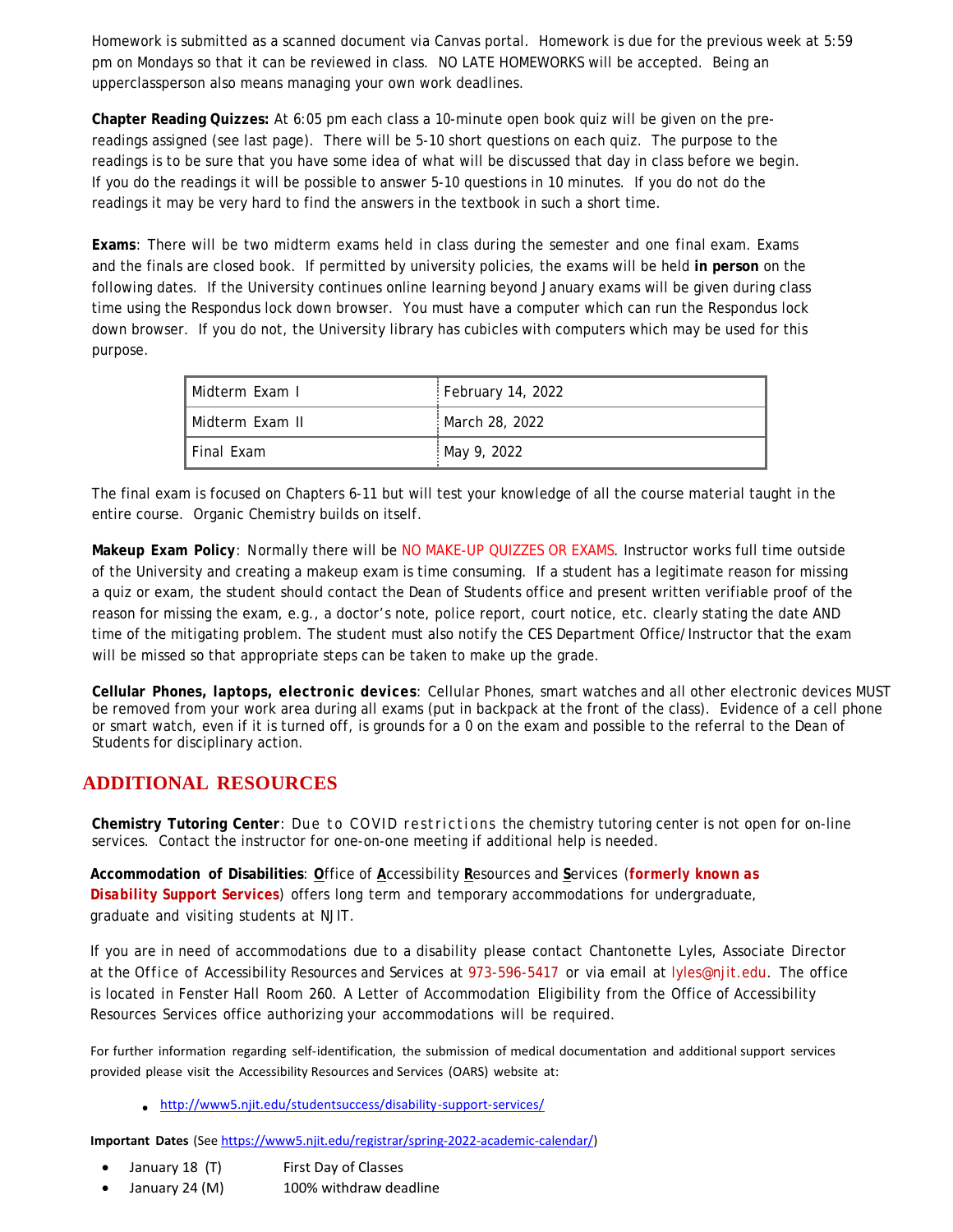Homework is submitted as a scanned document via Canvas portal. Homework is due for the previous week at 5:59 pm on Mondays so that it can be reviewed in class. NO LATE HOMEWORKS will be accepted. Being an upperclassperson also means managing your own work deadlines.

**Chapter Reading Quizzes:** At 6:05 pm each class a 10-minute open book quiz will be given on the pre-readings assigned (see last page). There will be 5-10 short questions on each quiz. The purpose to the readings is to be sure that you have some idea of what will be discussed that day in class before we begin. If you do the readings it will be possible to answer 5-10 questions in 10 minutes. If you do not do the readings it may be very hard to find the answers in the textbook in such a short time.

**Exams**: There will be two midterm exams held in class during the semester and one final exam. Exams and the finals are closed book. If permitted by university policies, the exams will be held **in person** on the following dates. If the University continues online learning beyond January exams will be given during class time using the Respondus lock down browser. You must have a computer which can run the Respondus lock down browser. If you do not, the University library has cubicles with computers which may be used for this purpose.

| Midterm Exam I | February 14, 2022 |
|---|---|
| Midterm Exam II | March 28, 2022 |
| Final Exam | May 9, 2022 |

The final exam is focused on Chapters 6-11 but will test your knowledge of all the course material taught in the entire course. Organic Chemistry builds on itself.

**Makeup Exam Policy**: Normally there will be NO MAKE-UP QUIZZES OR EXAMS. Instructor works full time outside of the University and creating a makeup exam is time consuming. If a student has a legitimate reason for missing a quiz or exam, the student should contact the Dean of Students office and present written verifiable proof of the reason for missing the exam, e.g., a doctor's note, police report, court notice, etc. clearly stating the date AND time of the mitigating problem. The student must also notify the CES Department Office/Instructor that the exam will be missed so that appropriate steps can be taken to make up the grade.

**Cellular Phones, laptops, electronic devices**: Cellular Phones, smart watches and all other electronic devices MUST be removed from your work area during all exams (put in backpack at the front of the class). Evidence of a cell phone or smart watch, even if it is turned off, is grounds for a 0 on the exam and possible to the referral to the Dean of Students for disciplinary action.

## ADDITIONAL RESOURCES

**Chemistry Tutoring Center**: Due to COVID restrictions the chemistry tutoring center is not open for on-line services. Contact the instructor for one-on-one meeting if additional help is needed.

**Accommodation of Disabilities**: **O**ffice of **A**ccessibility **R**esources and **S**ervices (***formerly known as Disability Support Services***) offers long term and temporary accommodations for undergraduate, graduate and visiting students at NJIT.

If you are in need of accommodations due to a disability please contact Chantonette Lyles, Associate Director at the Office of Accessibility Resources and Services at 973-596-5417 or via email at lyles@njit.edu. The office is located in Fenster Hall Room 260. A Letter of Accommodation Eligibility from the Office of Accessibility Resources Services office authorizing your accommodations will be required.

For further information regarding self-identification, the submission of medical documentation and additional support services provided please visit the Accessibility Resources and Services (OARS) website at:

- http://www5.njit.edu/studentsuccess/disability-support-services/

**Important Dates** (See https://www5.njit.edu/registrar/spring-2022-academic-calendar/)

- January 18 (T) First Day of Classes
- January 24 (M) 100% withdraw deadline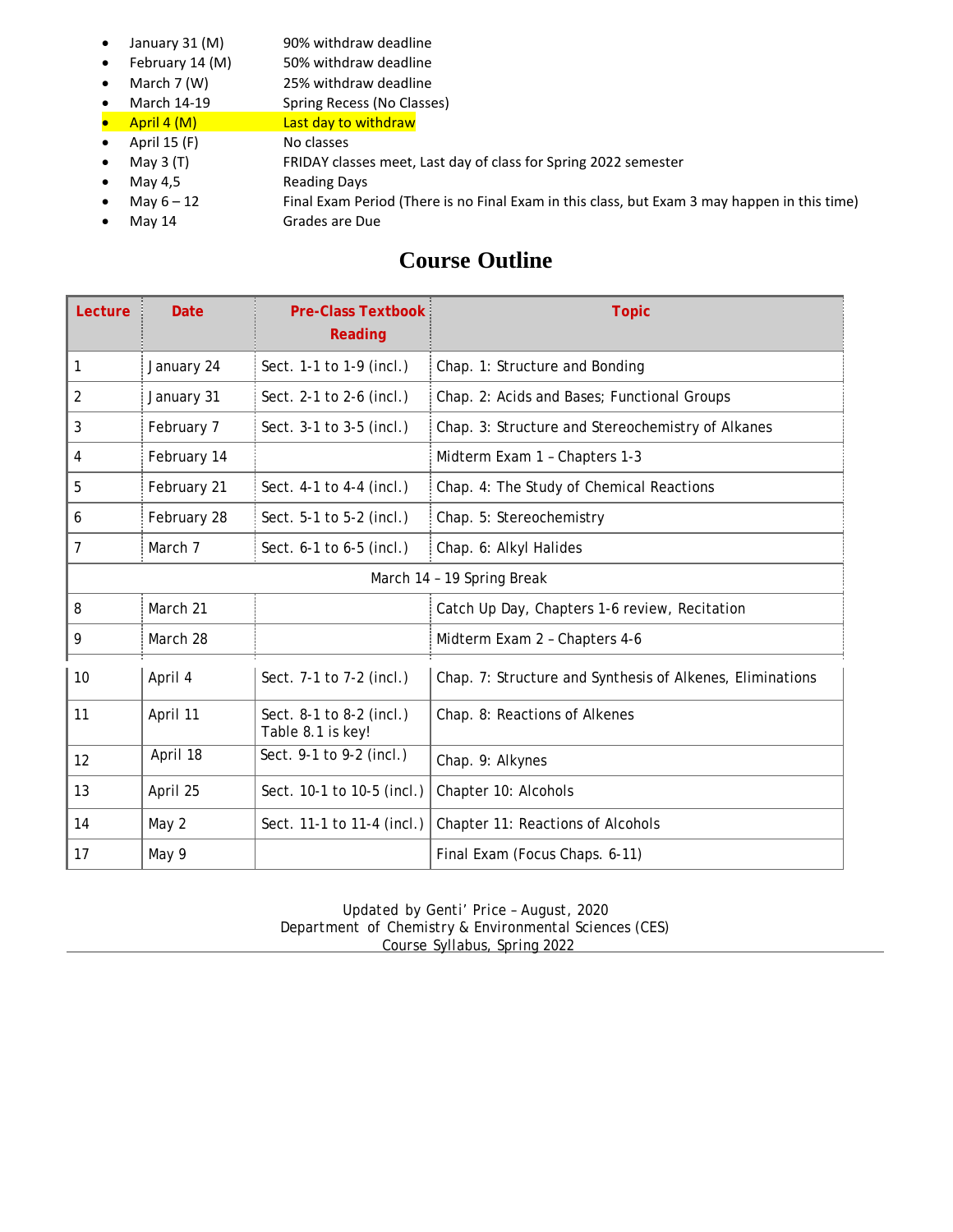- January 31 (M) 90% withdraw deadline
- February 14 (M) 50% withdraw deadline
- March 7 (W) 25% withdraw deadline
- March 14-19 Spring Recess (No Classes)
- April 4 (M) Last day to withdraw
- April 15 (F) No classes
- May 3 (T) FRIDAY classes meet, Last day of class for Spring 2022 semester
- May 4,5 Reading Days
- May 6 – 12 Final Exam Period (There is no Final Exam in this class, but Exam 3 may happen in this time)
- May 14 Grades are Due

# Course Outline

| Lecture | Date | Pre-Class Textbook Reading | Topic |
|---|---|---|---|
| 1 | January 24 | Sect. 1-1 to 1-9 (incl.) | Chap. 1: Structure and Bonding |
| 2 | January 31 | Sect. 2-1 to 2-6 (incl.) | Chap. 2: Acids and Bases; Functional Groups |
| 3 | February 7 | Sect. 3-1 to 3-5 (incl.) | Chap. 3: Structure and Stereochemistry of Alkanes |
| 4 | February 14 | | Midterm Exam 1 – Chapters 1-3 |
| 5 | February 21 | Sect. 4-1 to 4-4 (incl.) | Chap. 4: The Study of Chemical Reactions |
| 6 | February 28 | Sect. 5-1 to 5-2 (incl.) | Chap. 5: Stereochemistry |
| 7 | March 7 | Sect. 6-1 to 6-5 (incl.) | Chap. 6: Alkyl Halides |
| March 14 – 19 Spring Break | | | |
| 8 | March 21 | | Catch Up Day, Chapters 1-6 review, Recitation |
| 9 | March 28 | | Midterm Exam 2 – Chapters 4-6 |
| 10 | April 4 | Sect. 7-1 to 7-2 (incl.) | Chap. 7: Structure and Synthesis of Alkenes, Eliminations |
| 11 | April 11 | Sect. 8-1 to 8-2 (incl.) Table 8.1 is key! | Chap. 8: Reactions of Alkenes |
| 12 | April 18 | Sect. 9-1 to 9-2 (incl.) | Chap. 9: Alkynes |
| 13 | April 25 | Sect. 10-1 to 10-5 (incl.) | Chapter 10: Alcohols |
| 14 | May 2 | Sect. 11-1 to 11-4 (incl.) | Chapter 11: Reactions of Alcohols |
| 17 | May 9 | | Final Exam (Focus Chaps. 6-11) |

Updated by Genti' Price – August, 2020
Department of Chemistry & Environmental Sciences (CES)
Course Syllabus, Spring 2022